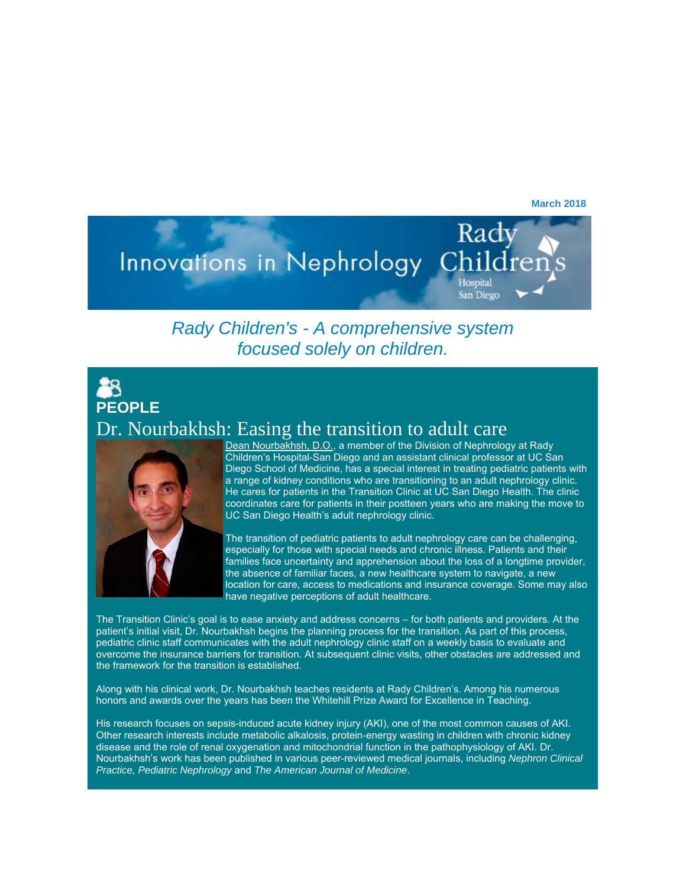**March 2018**

# Innovations in Nephrology

*Rady Children's - A comprehensive system focused solely on children.*

**PEOPLE**

## Dr. Nourbakhsh: Easing the transition to adult care

Dean Nourbakhsh, D.O., a member of the Division of Nephrology at Rady Children's Hospital-San Diego and an assistant clinical professor at UC San Diego School of Medicine, has a special interest in treating pediatric patients with a range of kidney conditions who are transitioning to an adult nephrology clinic. He cares for patients in the Transition Clinic at UC San Diego Health. The clinic coordinates care for patients in their postteen years who are making the move to UC San Diego Health's adult nephrology clinic.

The transition of pediatric patients to adult nephrology care can be challenging, especially for those with special needs and chronic illness. Patients and their families face uncertainty and apprehension about the loss of a longtime provider, the absence of familiar faces, a new healthcare system to navigate, a new location for care, access to medications and insurance coverage. Some may also have negative perceptions of adult healthcare.

The Transition Clinic's goal is to ease anxiety and address concerns – for both patients and providers. At the patient's initial visit, Dr. Nourbakhsh begins the planning process for the transition. As part of this process, pediatric clinic staff communicates with the adult nephrology clinic staff on a weekly basis to evaluate and overcome the insurance barriers for transition. At subsequent clinic visits, other obstacles are addressed and the framework for the transition is established.

Along with his clinical work, Dr. Nourbakhsh teaches residents at Rady Children's. Among his numerous honors and awards over the years has been the Whitehill Prize Award for Excellence in Teaching.

His research focuses on sepsis-induced acute kidney injury (AKI), one of the most common causes of AKI. Other research interests include metabolic alkalosis, protein-energy wasting in children with chronic kidney disease and the role of renal oxygenation and mitochondrial function in the pathophysiology of AKI. Dr. Nourbakhsh's work has been published in various peer-reviewed medical journals, including *Nephron Clinical Practice, Pediatric Nephrology* and *The American Journal of Medicine*.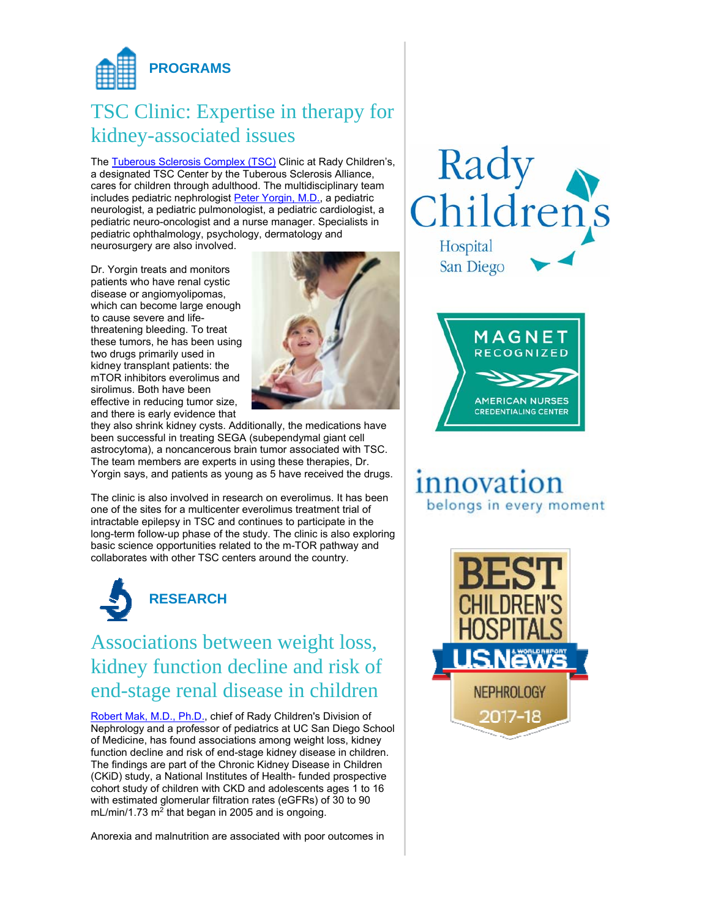## PROGRAMS

# TSC Clinic: Expertise in therapy for kidney-associated issues

The [Tuberous Sclerosis Complex (TSC)] Clinic at Rady Children's, a designated TSC Center by the Tuberous Sclerosis Alliance, cares for children through adulthood. The multidisciplinary team includes pediatric nephrologist [Peter Yorgin, M.D.], a pediatric neurologist, a pediatric pulmonologist, a pediatric cardiologist, a pediatric neuro-oncologist and a nurse manager. Specialists in pediatric ophthalmology, psychology, dermatology and neurosurgery are also involved.

Dr. Yorgin treats and monitors patients who have renal cystic disease or angiomyolipomas, which can become large enough to cause severe and life-threatening bleeding. To treat these tumors, he has been using two drugs primarily used in kidney transplant patients: the mTOR inhibitors everolimus and sirolimus. Both have been effective in reducing tumor size, and there is early evidence that they also shrink kidney cysts. Additionally, the medications have been successful in treating SEGA (subependymal giant cell astrocytoma), a noncancerous brain tumor associated with TSC. The team members are experts in using these therapies, Dr. Yorgin says, and patients as young as 5 have received the drugs.

The clinic is also involved in research on everolimus. It has been one of the sites for a multicenter everolimus treatment trial of intractable epilepsy in TSC and continues to participate in the long-term follow-up phase of the study. The clinic is also exploring basic science opportunities related to the m-TOR pathway and collaborates with other TSC centers around the country.

## RESEARCH

# Associations between weight loss, kidney function decline and risk of end-stage renal disease in children

[Robert Mak, M.D., Ph.D.], chief of Rady Children's Division of Nephrology and a professor of pediatrics at UC San Diego School of Medicine, has found associations among weight loss, kidney function decline and risk of end-stage kidney disease in children. The findings are part of the Chronic Kidney Disease in Children (CKiD) study, a National Institutes of Health- funded prospective cohort study of children with CKD and adolescents ages 1 to 16 with estimated glomerular filtration rates (eGFRs) of 30 to 90 mL/min/1.73 $m^2$ that began in 2005 and is ongoing.

Anorexia and malnutrition are associated with poor outcomes in

Rady Children's Hospital San Diego

MAGNET RECOGNIZED
AMERICAN NURSES CREDENTIALING CENTER

innovation belongs in every moment

BEST CHILDREN'S HOSPITALS
U.S.News & WORLD REPORT
NEPHROLOGY
2017-18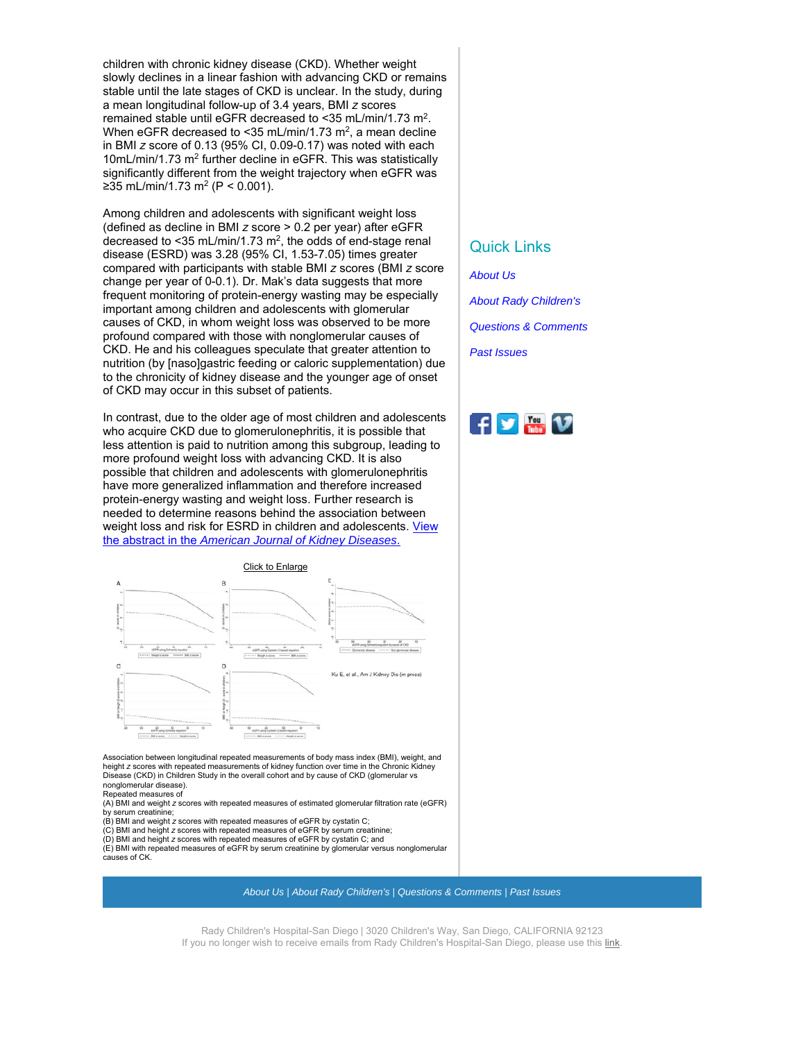children with chronic kidney disease (CKD). Whether weight slowly declines in a linear fashion with advancing CKD or remains stable until the late stages of CKD is unclear. In the study, during a mean longitudinal follow-up of 3.4 years, BMI *z* scores remained stable until eGFR decreased to <35 mL/min/1.73 $m^2$. When eGFR decreased to <35 mL/min/1.73 $m^2$, a mean decline in BMI *z* score of 0.13 (95% CI, 0.09-0.17) was noted with each 10mL/min/1.73 $m^2$ further decline in eGFR. This was statistically significantly different from the weight trajectory when eGFR was ≥35 mL/min/1.73 $m^2$ ($P < 0.001$).

Among children and adolescents with significant weight loss (defined as decline in BMI *z* score > 0.2 per year) after eGFR decreased to <35 mL/min/1.73 $m^2$, the odds of end-stage renal disease (ESRD) was 3.28 (95% CI, 1.53-7.05) times greater compared with participants with stable BMI *z* scores (BMI *z* score change per year of 0-0.1). Dr. Mak's data suggests that more frequent monitoring of protein-energy wasting may be especially important among children and adolescents with glomerular causes of CKD, in whom weight loss was observed to be more profound compared with those with nonglomerular causes of CKD. He and his colleagues speculate that greater attention to nutrition (by [naso]gastric feeding or caloric supplementation) due to the chronicity of kidney disease and the younger age of onset of CKD may occur in this subset of patients.

In contrast, due to the older age of most children and adolescents who acquire CKD due to glomerulonephritis, it is possible that less attention is paid to nutrition among this subgroup, leading to more profound weight loss with advancing CKD. It is also possible that children and adolescents with glomerulonephritis have more generalized inflammation and therefore increased protein-energy wasting and weight loss. Further research is needed to determine reasons behind the association between weight loss and risk for ESRD in children and adolescents. View the abstract in the *American Journal of Kidney Diseases*.

Click to Enlarge

Ku E, et al., Am J Kidney Dis (in press)

Association between longitudinal repeated measurements of body mass index (BMI), weight, and height *z* scores with repeated measurements of kidney function over time in the Chronic Kidney Disease (CKD) in Children Study in the overall cohort and by cause of CKD (glomerular vs nonglomerular disease).
Repeated measures of
(A) BMI and weight *z* scores with repeated measures of estimated glomerular filtration rate (eGFR) by serum creatinine;
(B) BMI and weight *z* scores with repeated measures of eGFR by cystatin C;
(C) BMI and height *z* scores with repeated measures of eGFR by serum creatinine;
(D) BMI and height *z* scores with repeated measures of eGFR by cystatin C; and
(E) BMI with repeated measures of eGFR by serum creatinine by glomerular versus nonglomerular causes of CK.

## Quick Links

About Us

About Rady Children's

Questions & Comments

Past Issues

About Us | About Rady Children's | Questions & Comments | Past Issues

Rady Children's Hospital-San Diego | 3020 Children's Way, San Diego, CALIFORNIA 92123
If you no longer wish to receive emails from Rady Children's Hospital-San Diego, please use this link.